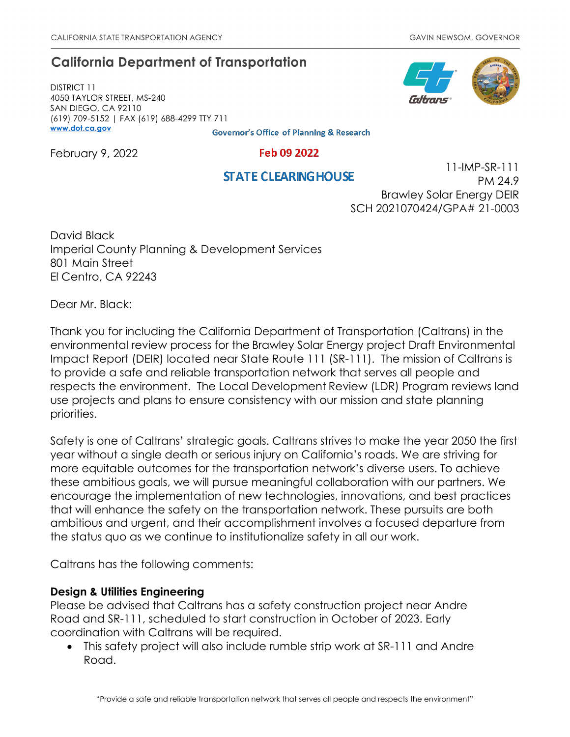CALIFORNIA STATE TRANSPORTATION AGENCY GAVIN NEWSOM, GOVERNOR

## California Department of Transportation

DISTRICT 11
4050 TAYLOR STREET, MS-240
SAN DIEGO, CA 92110
(619) 709-5152 | FAX (619) 688-4299 TTY 711
www.dot.ca.gov

Governor's Office of Planning & Research

Feb 09 2022

STATE CLEARING HOUSE

February 9, 2022

11-IMP-SR-111
PM 24.9
Brawley Solar Energy DEIR
SCH 2021070424/GPA# 21-0003

David Black
Imperial County Planning & Development Services
801 Main Street
El Centro, CA 92243

Dear Mr. Black:

Thank you for including the California Department of Transportation (Caltrans) in the environmental review process for the Brawley Solar Energy project Draft Environmental Impact Report (DEIR) located near State Route 111 (SR-111). The mission of Caltrans is to provide a safe and reliable transportation network that serves all people and respects the environment. The Local Development Review (LDR) Program reviews land use projects and plans to ensure consistency with our mission and state planning priorities.

Safety is one of Caltrans' strategic goals. Caltrans strives to make the year 2050 the first year without a single death or serious injury on California's roads. We are striving for more equitable outcomes for the transportation network's diverse users. To achieve these ambitious goals, we will pursue meaningful collaboration with our partners. We encourage the implementation of new technologies, innovations, and best practices that will enhance the safety on the transportation network. These pursuits are both ambitious and urgent, and their accomplishment involves a focused departure from the status quo as we continue to institutionalize safety in all our work.

Caltrans has the following comments:

**Design & Utilities Engineering**
Please be advised that Caltrans has a safety construction project near Andre Road and SR-111, scheduled to start construction in October of 2023. Early coordination with Caltrans will be required.

- This safety project will also include rumble strip work at SR-111 and Andre Road.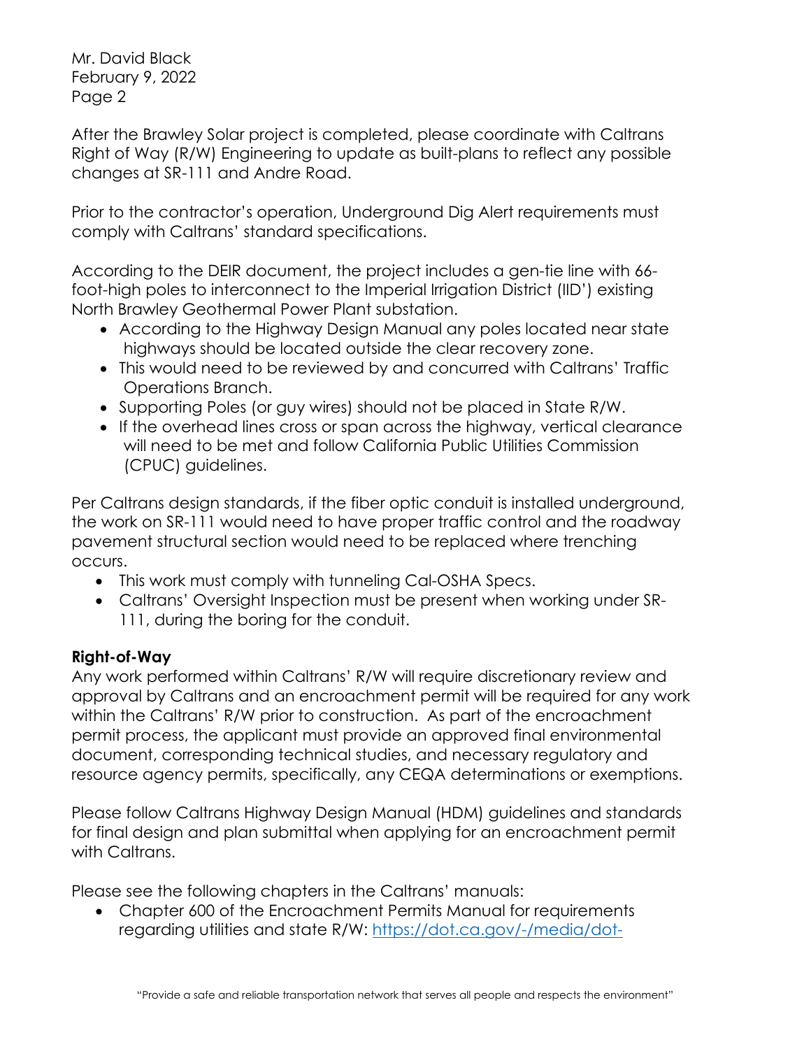After the Brawley Solar project is completed, please coordinate with Caltrans Right of Way (R/W) Engineering to update as built-plans to reflect any possible changes at SR-111 and Andre Road.

Prior to the contractor's operation, Underground Dig Alert requirements must comply with Caltrans' standard specifications.

According to the DEIR document, the project includes a gen-tie line with 66-foot-high poles to interconnect to the Imperial Irrigation District (IID') existing North Brawley Geothermal Power Plant substation.

- According to the Highway Design Manual any poles located near state highways should be located outside the clear recovery zone.
- This would need to be reviewed by and concurred with Caltrans' Traffic Operations Branch.
- Supporting Poles (or guy wires) should not be placed in State R/W.
- If the overhead lines cross or span across the highway, vertical clearance will need to be met and follow California Public Utilities Commission (CPUC) guidelines.

Per Caltrans design standards, if the fiber optic conduit is installed underground, the work on SR-111 would need to have proper traffic control and the roadway pavement structural section would need to be replaced where trenching occurs.

- This work must comply with tunneling Cal-OSHA Specs.
- Caltrans' Oversight Inspection must be present when working under SR-111, during the boring for the conduit.

**Right-of-Way**

Any work performed within Caltrans' R/W will require discretionary review and approval by Caltrans and an encroachment permit will be required for any work within the Caltrans' R/W prior to construction. As part of the encroachment permit process, the applicant must provide an approved final environmental document, corresponding technical studies, and necessary regulatory and resource agency permits, specifically, any CEQA determinations or exemptions.

Please follow Caltrans Highway Design Manual (HDM) guidelines and standards for final design and plan submittal when applying for an encroachment permit with Caltrans.

Please see the following chapters in the Caltrans' manuals:

- Chapter 600 of the Encroachment Permits Manual for requirements regarding utilities and state R/W: https://dot.ca.gov/-/media/dot-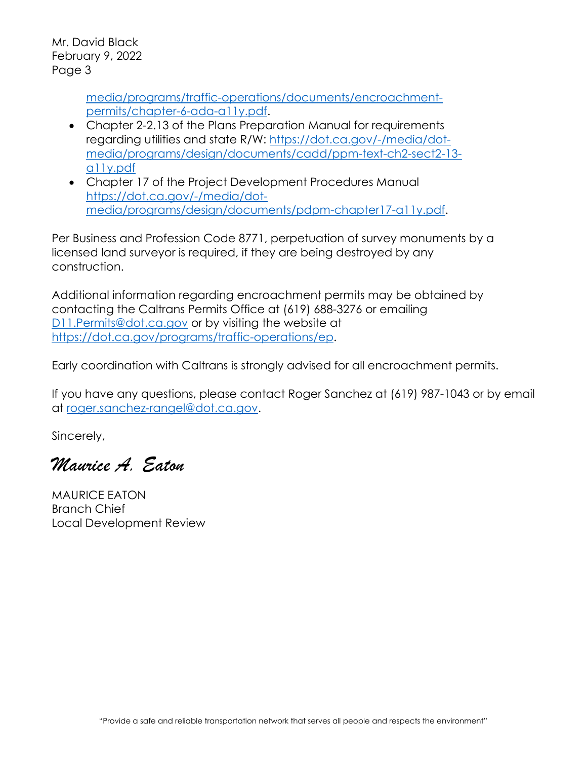media/programs/traffic-operations/documents/encroachment-permits/chapter-6-ada-a11y.pdf.

- Chapter 2-2.13 of the Plans Preparation Manual for requirements regarding utilities and state R/W: https://dot.ca.gov/-/media/dot-media/programs/design/documents/cadd/ppm-text-ch2-sect2-13-a11y.pdf
- Chapter 17 of the Project Development Procedures Manual https://dot.ca.gov/-/media/dot-media/programs/design/documents/pdpm-chapter17-a11y.pdf.

Per Business and Profession Code 8771, perpetuation of survey monuments by a licensed land surveyor is required, if they are being destroyed by any construction.

Additional information regarding encroachment permits may be obtained by contacting the Caltrans Permits Office at (619) 688-3276 or emailing D11.Permits@dot.ca.gov or by visiting the website at https://dot.ca.gov/programs/traffic-operations/ep.

Early coordination with Caltrans is strongly advised for all encroachment permits.

If you have any questions, please contact Roger Sanchez at (619) 987-1043 or by email at roger.sanchez-rangel@dot.ca.gov.

Sincerely,

*Maurice A. Eaton*

MAURICE EATON
Branch Chief
Local Development Review

"Provide a safe and reliable transportation network that serves all people and respects the environment"